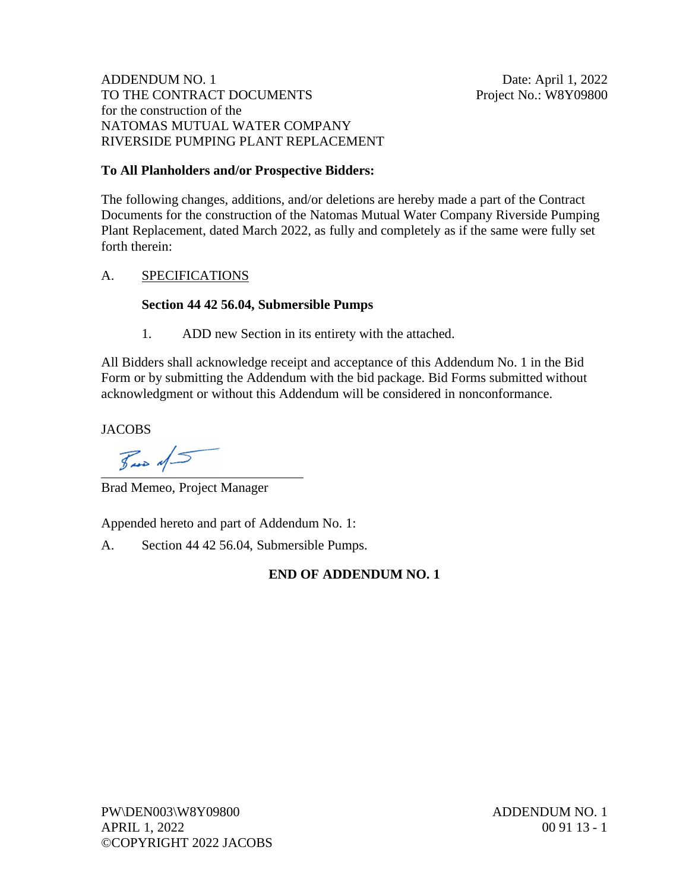ADDENDUM NO. 1
TO THE CONTRACT DOCUMENTS
for the construction of the
NATOMAS MUTUAL WATER COMPANY
RIVERSIDE PUMPING PLANT REPLACEMENT

Date: April 1, 2022
Project No.: W8Y09800

**To All Planholders and/or Prospective Bidders:**

The following changes, additions, and/or deletions are hereby made a part of the Contract Documents for the construction of the Natomas Mutual Water Company Riverside Pumping Plant Replacement, dated March 2022, as fully and completely as if the same were fully set forth therein:

A. SPECIFICATIONS

**Section 44 42 56.04, Submersible Pumps**

1. ADD new Section in its entirety with the attached.

All Bidders shall acknowledge receipt and acceptance of this Addendum No. 1 in the Bid Form or by submitting the Addendum with the bid package. Bid Forms submitted without acknowledgment or without this Addendum will be considered in nonconformance.

JACOBS

Brad Memeo, Project Manager

Appended hereto and part of Addendum No. 1:

A. Section 44 42 56.04, Submersible Pumps.

**END OF ADDENDUM NO. 1**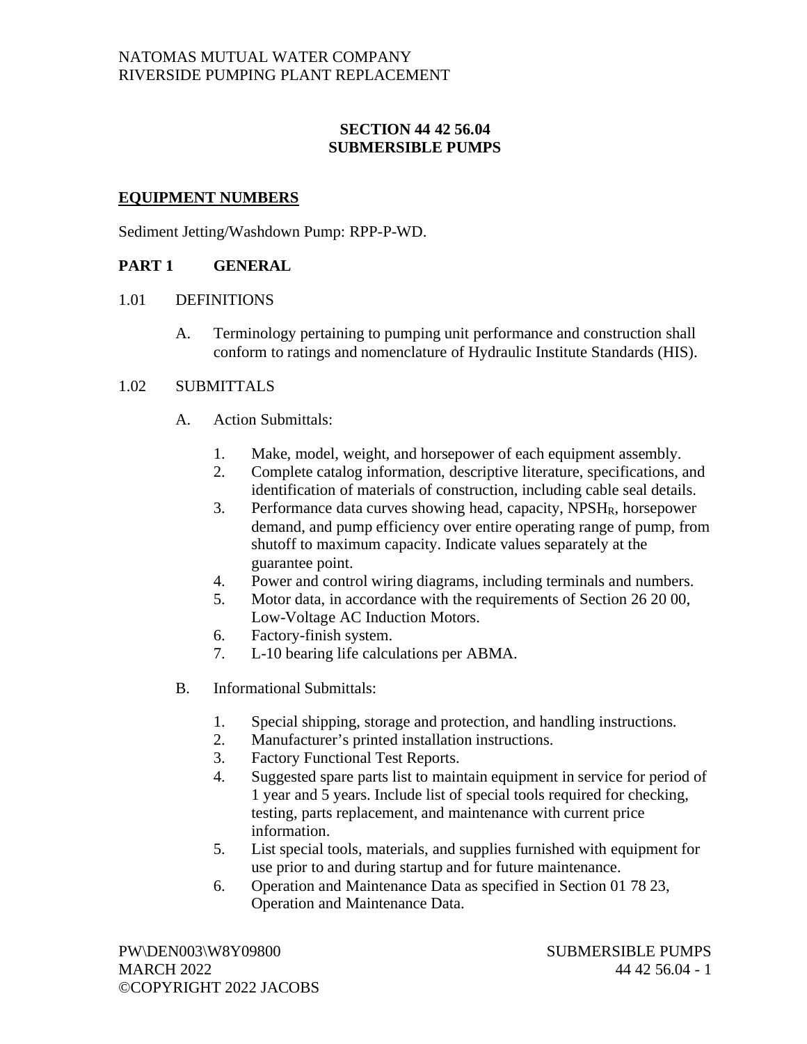## SECTION 44 42 56.04
## SUBMERSIBLE PUMPS

**EQUIPMENT NUMBERS**

Sediment Jetting/Washdown Pump: RPP-P-WD.

### PART 1 GENERAL

1.01 DEFINITIONS

A. Terminology pertaining to pumping unit performance and construction shall conform to ratings and nomenclature of Hydraulic Institute Standards (HIS).

1.02 SUBMITTALS

A. Action Submittals:

1. Make, model, weight, and horsepower of each equipment assembly.
2. Complete catalog information, descriptive literature, specifications, and identification of materials of construction, including cable seal details.
3. Performance data curves showing head, capacity, $NPSH_R$, horsepower demand, and pump efficiency over entire operating range of pump, from shutoff to maximum capacity. Indicate values separately at the guarantee point.
4. Power and control wiring diagrams, including terminals and numbers.
5. Motor data, in accordance with the requirements of Section 26 20 00, Low-Voltage AC Induction Motors.
6. Factory-finish system.
7. L-10 bearing life calculations per ABMA.

B. Informational Submittals:

1. Special shipping, storage and protection, and handling instructions.
2. Manufacturer's printed installation instructions.
3. Factory Functional Test Reports.
4. Suggested spare parts list to maintain equipment in service for period of 1 year and 5 years. Include list of special tools required for checking, testing, parts replacement, and maintenance with current price information.
5. List special tools, materials, and supplies furnished with equipment for use prior to and during startup and for future maintenance.
6. Operation and Maintenance Data as specified in Section 01 78 23, Operation and Maintenance Data.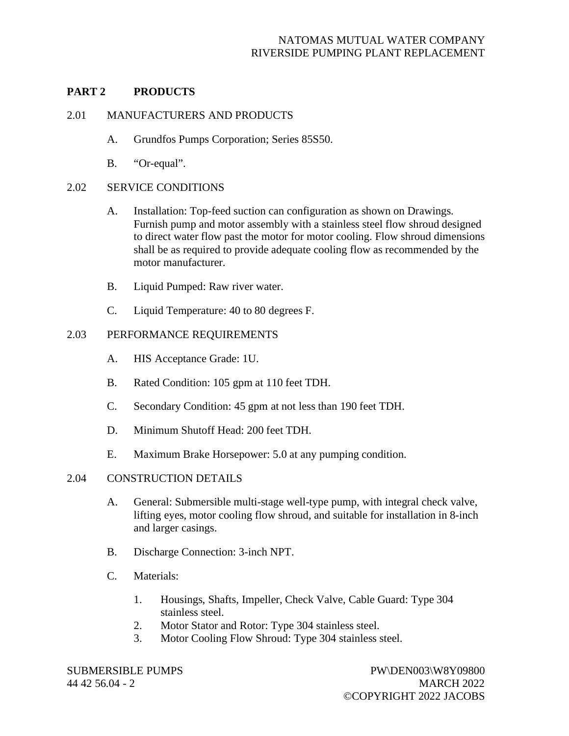## PART 2 PRODUCTS

### 2.01 MANUFACTURERS AND PRODUCTS

A. Grundfos Pumps Corporation; Series 85S50.

B. “Or-equal”.

### 2.02 SERVICE CONDITIONS

A. Installation: Top-feed suction can configuration as shown on Drawings. Furnish pump and motor assembly with a stainless steel flow shroud designed to direct water flow past the motor for motor cooling. Flow shroud dimensions shall be as required to provide adequate cooling flow as recommended by the motor manufacturer.

B. Liquid Pumped: Raw river water.

C. Liquid Temperature: 40 to 80 degrees F.

### 2.03 PERFORMANCE REQUIREMENTS

A. HIS Acceptance Grade: 1U.

B. Rated Condition: 105 gpm at 110 feet TDH.

C. Secondary Condition: 45 gpm at not less than 190 feet TDH.

D. Minimum Shutoff Head: 200 feet TDH.

E. Maximum Brake Horsepower: 5.0 at any pumping condition.

### 2.04 CONSTRUCTION DETAILS

A. General: Submersible multi-stage well-type pump, with integral check valve, lifting eyes, motor cooling flow shroud, and suitable for installation in 8-inch and larger casings.

B. Discharge Connection: 3-inch NPT.

C. Materials:

1. Housings, Shafts, Impeller, Check Valve, Cable Guard: Type 304 stainless steel.
2. Motor Stator and Rotor: Type 304 stainless steel.
3. Motor Cooling Flow Shroud: Type 304 stainless steel.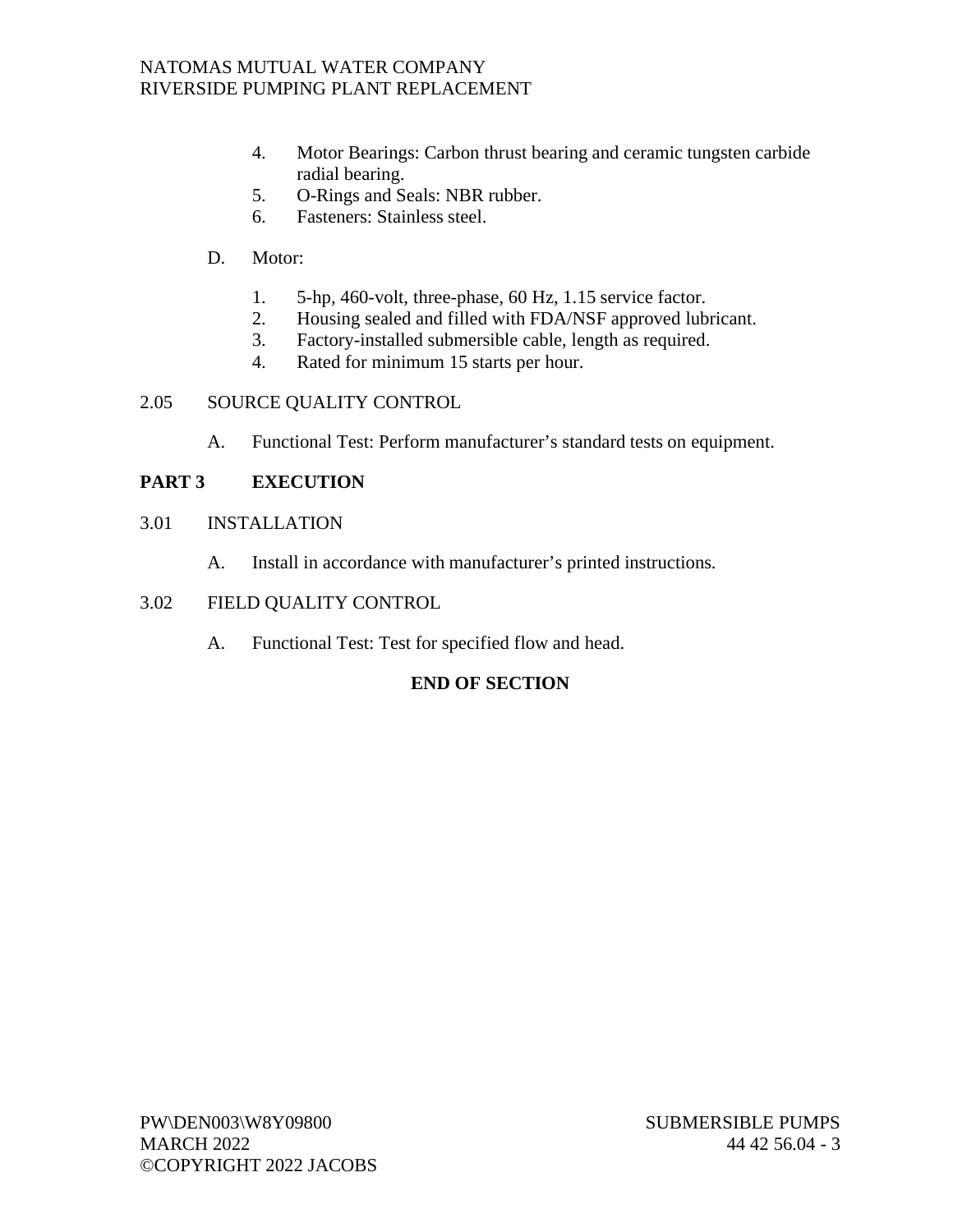4. Motor Bearings: Carbon thrust bearing and ceramic tungsten carbide radial bearing.
5. O-Rings and Seals: NBR rubber.
6. Fasteners: Stainless steel.

D. Motor:

1. 5-hp, 460-volt, three-phase, 60 Hz, 1.15 service factor.
2. Housing sealed and filled with FDA/NSF approved lubricant.
3. Factory-installed submersible cable, length as required.
4. Rated for minimum 15 starts per hour.

### 2.05 SOURCE QUALITY CONTROL

A. Functional Test: Perform manufacturer’s standard tests on equipment.

## PART 3 EXECUTION

### 3.01 INSTALLATION

A. Install in accordance with manufacturer’s printed instructions.

### 3.02 FIELD QUALITY CONTROL

A. Functional Test: Test for specified flow and head.

**END OF SECTION**